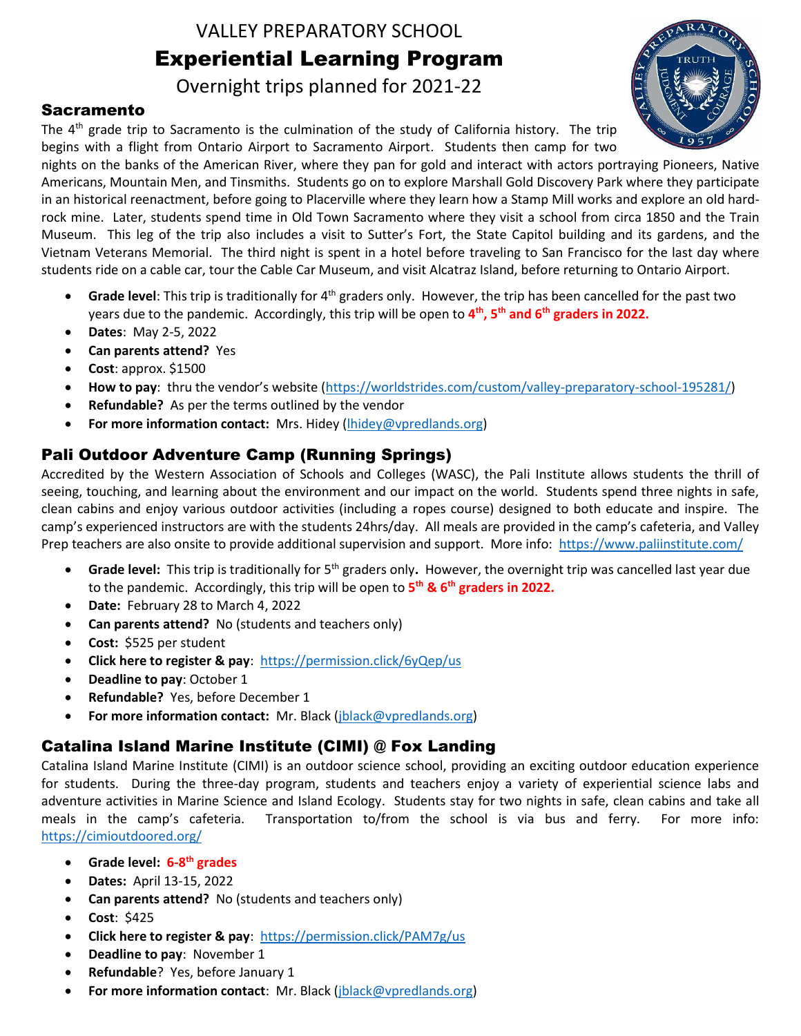# VALLEY PREPARATORY SCHOOL

# Experiential Learning Program

Overnight trips planned for 2021-22

## Sacramento

The 4th grade trip to Sacramento is the culmination of the study of California history. The trip begins with a flight from Ontario Airport to Sacramento Airport. Students then camp for two nights on the banks of the American River, where they pan for gold and interact with actors portraying Pioneers, Native Americans, Mountain Men, and Tinsmiths. Students go on to explore Marshall Gold Discovery Park where they participate in an historical reenactment, before going to Placerville where they learn how a Stamp Mill works and explore an old hard-rock mine. Later, students spend time in Old Town Sacramento where they visit a school from circa 1850 and the Train Museum. This leg of the trip also includes a visit to Sutter's Fort, the State Capitol building and its gardens, and the Vietnam Veterans Memorial. The third night is spent in a hotel before traveling to San Francisco for the last day where students ride on a cable car, tour the Cable Car Museum, and visit Alcatraz Island, before returning to Ontario Airport.

- **Grade level**: This trip is traditionally for 4th graders only. However, the trip has been cancelled for the past two years due to the pandemic. Accordingly, this trip will be open to **4th, 5th and 6th graders in 2022.**
- **Dates**: May 2-5, 2022
- **Can parents attend?** Yes
- **Cost**: approx. $1500
- **How to pay**: thru the vendor's website (https://worldstrides.com/custom/valley-preparatory-school-195281/)
- **Refundable?** As per the terms outlined by the vendor
- **For more information contact:** Mrs. Hidey (lhidey@vpredlands.org)

## Pali Outdoor Adventure Camp (Running Springs)

Accredited by the Western Association of Schools and Colleges (WASC), the Pali Institute allows students the thrill of seeing, touching, and learning about the environment and our impact on the world. Students spend three nights in safe, clean cabins and enjoy various outdoor activities (including a ropes course) designed to both educate and inspire. The camp's experienced instructors are with the students 24hrs/day. All meals are provided in the camp's cafeteria, and Valley Prep teachers are also onsite to provide additional supervision and support. More info: https://www.paliinstitute.com/

- **Grade level:** This trip is traditionally for 5th graders only**.** However, the overnight trip was cancelled last year due to the pandemic. Accordingly, this trip will be open to **5th & 6th graders in 2022.**
- **Date:** February 28 to March 4, 2022
- **Can parents attend?** No (students and teachers only)
- **Cost:** $525 per student
- **Click here to register & pay**: https://permission.click/6yQep/us
- **Deadline to pay**: October 1
- **Refundable?** Yes, before December 1
- **For more information contact:** Mr. Black (jblack@vpredlands.org)

## Catalina Island Marine Institute (CIMI) @ Fox Landing

Catalina Island Marine Institute (CIMI) is an outdoor science school, providing an exciting outdoor education experience for students. During the three-day program, students and teachers enjoy a variety of experiential science labs and adventure activities in Marine Science and Island Ecology. Students stay for two nights in safe, clean cabins and take all meals in the camp's cafeteria. Transportation to/from the school is via bus and ferry. For more info: https://cimioutdoored.org/

- **Grade level: 6-8th grades**
- **Dates:** April 13-15, 2022
- **Can parents attend?** No (students and teachers only)
- **Cost**: $425
- **Click here to register & pay**: https://permission.click/PAM7g/us
- **Deadline to pay**: November 1
- **Refundable**? Yes, before January 1
- **For more information contact**: Mr. Black (jblack@vpredlands.org)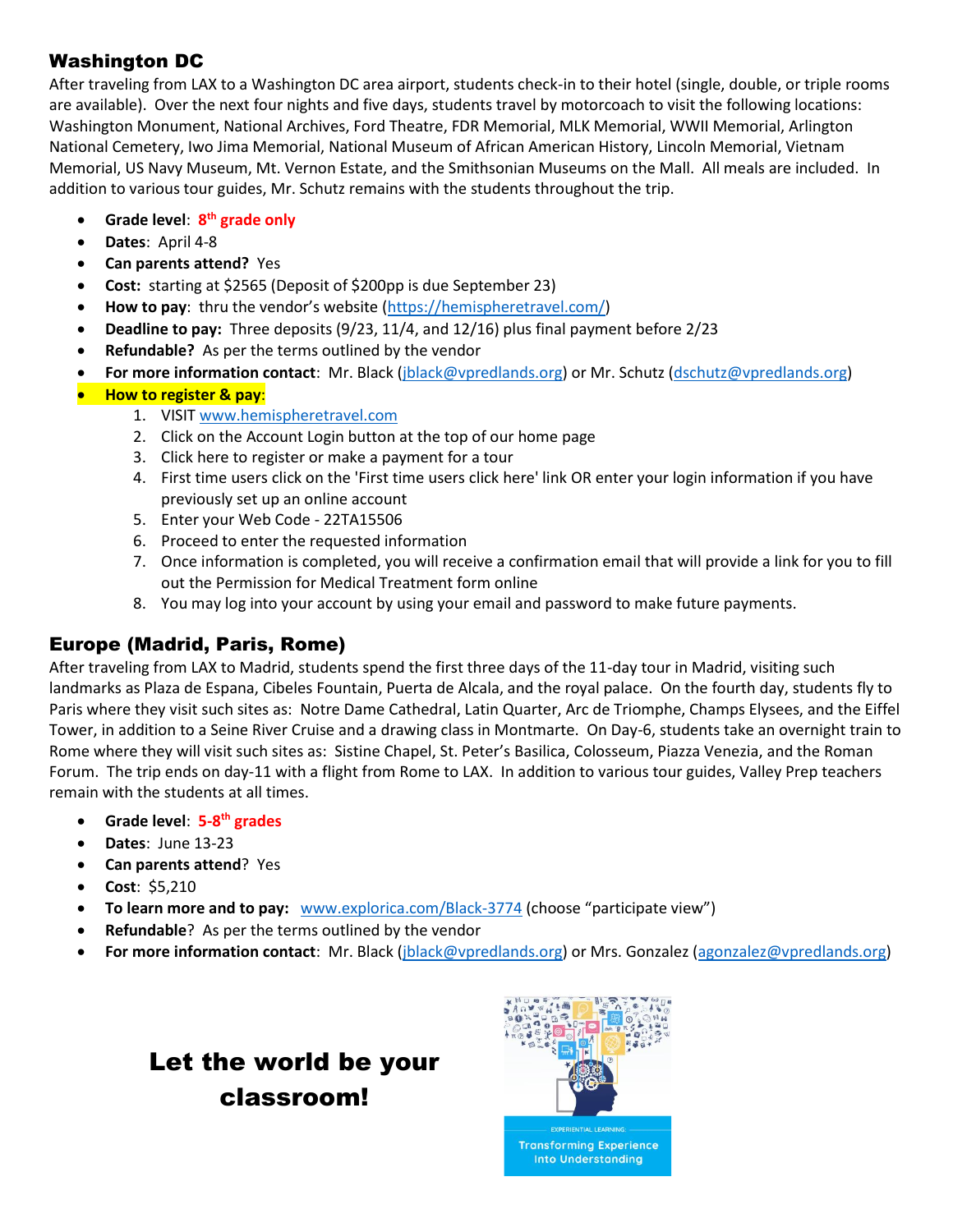## Washington DC

After traveling from LAX to a Washington DC area airport, students check-in to their hotel (single, double, or triple rooms are available). Over the next four nights and five days, students travel by motorcoach to visit the following locations: Washington Monument, National Archives, Ford Theatre, FDR Memorial, MLK Memorial, WWII Memorial, Arlington National Cemetery, Iwo Jima Memorial, National Museum of African American History, Lincoln Memorial, Vietnam Memorial, US Navy Museum, Mt. Vernon Estate, and the Smithsonian Museums on the Mall. All meals are included. In addition to various tour guides, Mr. Schutz remains with the students throughout the trip.

- **Grade level**: **8th grade only**
- **Dates**: April 4-8
- **Can parents attend?** Yes
- **Cost:** starting at $2565 (Deposit of $200pp is due September 23)
- **How to pay**: thru the vendor's website (https://hemispheretravel.com/)
- **Deadline to pay:** Three deposits (9/23, 11/4, and 12/16) plus final payment before 2/23
- **Refundable?** As per the terms outlined by the vendor
- **For more information contact**: Mr. Black (jblack@vpredlands.org) or Mr. Schutz (dschutz@vpredlands.org)
- **How to register & pay**:
  1. VISIT www.hemispheretravel.com
  2. Click on the Account Login button at the top of our home page
  3. Click here to register or make a payment for a tour
  4. First time users click on the 'First time users click here' link OR enter your login information if you have previously set up an online account
  5. Enter your Web Code - 22TA15506
  6. Proceed to enter the requested information
  7. Once information is completed, you will receive a confirmation email that will provide a link for you to fill out the Permission for Medical Treatment form online
  8. You may log into your account by using your email and password to make future payments.

## Europe (Madrid, Paris, Rome)

After traveling from LAX to Madrid, students spend the first three days of the 11-day tour in Madrid, visiting such landmarks as Plaza de Espana, Cibeles Fountain, Puerta de Alcala, and the royal palace. On the fourth day, students fly to Paris where they visit such sites as: Notre Dame Cathedral, Latin Quarter, Arc de Triomphe, Champs Elysees, and the Eiffel Tower, in addition to a Seine River Cruise and a drawing class in Montmarte. On Day-6, students take an overnight train to Rome where they will visit such sites as: Sistine Chapel, St. Peter's Basilica, Colosseum, Piazza Venezia, and the Roman Forum. The trip ends on day-11 with a flight from Rome to LAX. In addition to various tour guides, Valley Prep teachers remain with the students at all times.

- **Grade level**: **5-8th grades**
- **Dates**: June 13-23
- **Can parents attend**? Yes
- **Cost**: $5,210
- **To learn more and to pay:** www.explorica.com/Black-3774 (choose "participate view")
- **Refundable**? As per the terms outlined by the vendor
- **For more information contact**: Mr. Black (jblack@vpredlands.org) or Mrs. Gonzalez (agonzalez@vpredlands.org)

**Let the world be your classroom!**

EXPERIENTIAL LEARNING:
Transforming Experience Into Understanding